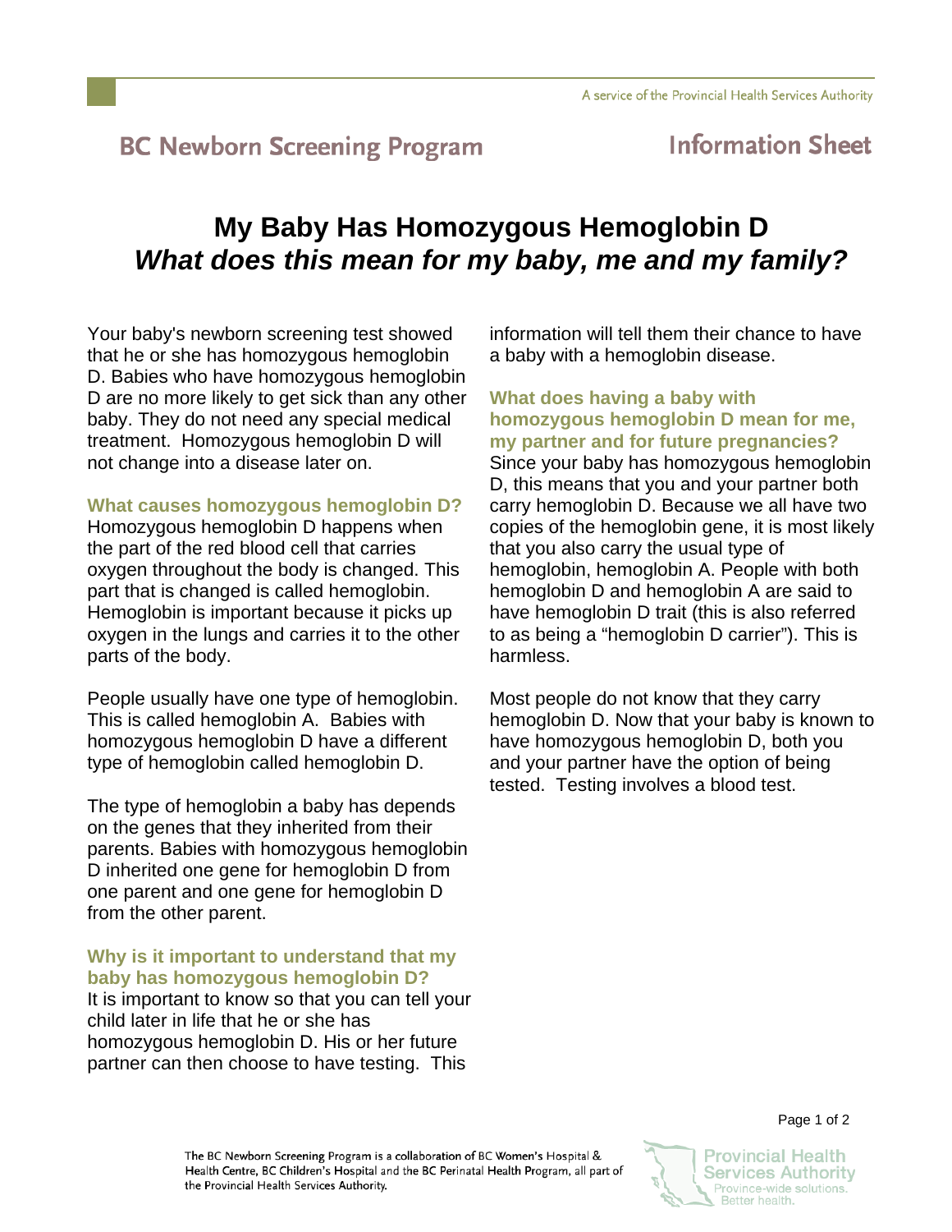BC Newborn Screening Program

Information Sheet

# My Baby Has Homozygous Hemoglobin D
## *What does this mean for my baby, me and my family?*

Your baby's newborn screening test showed that he or she has homozygous hemoglobin D. Babies who have homozygous hemoglobin D are no more likely to get sick than any other baby. They do not need any special medical treatment. Homozygous hemoglobin D will not change into a disease later on.

### What causes homozygous hemoglobin D?

Homozygous hemoglobin D happens when the part of the red blood cell that carries oxygen throughout the body is changed. This part that is changed is called hemoglobin. Hemoglobin is important because it picks up oxygen in the lungs and carries it to the other parts of the body.

People usually have one type of hemoglobin. This is called hemoglobin A. Babies with homozygous hemoglobin D have a different type of hemoglobin called hemoglobin D.

The type of hemoglobin a baby has depends on the genes that they inherited from their parents. Babies with homozygous hemoglobin D inherited one gene for hemoglobin D from one parent and one gene for hemoglobin D from the other parent.

### Why is it important to understand that my baby has homozygous hemoglobin D?

It is important to know so that you can tell your child later in life that he or she has homozygous hemoglobin D. His or her future partner can then choose to have testing. This information will tell them their chance to have a baby with a hemoglobin disease.

### What does having a baby with homozygous hemoglobin D mean for me, my partner and for future pregnancies?

Since your baby has homozygous hemoglobin D, this means that you and your partner both carry hemoglobin D. Because we all have two copies of the hemoglobin gene, it is most likely that you also carry the usual type of hemoglobin, hemoglobin A. People with both hemoglobin D and hemoglobin A are said to have hemoglobin D trait (this is also referred to as being a “hemoglobin D carrier”). This is harmless.

Most people do not know that they carry hemoglobin D. Now that your baby is known to have homozygous hemoglobin D, both you and your partner have the option of being tested. Testing involves a blood test.

The BC Newborn Screening Program is a collaboration of BC Women's Hospital & Health Centre, BC Children's Hospital and the BC Perinatal Health Program, all part of the Provincial Health Services Authority.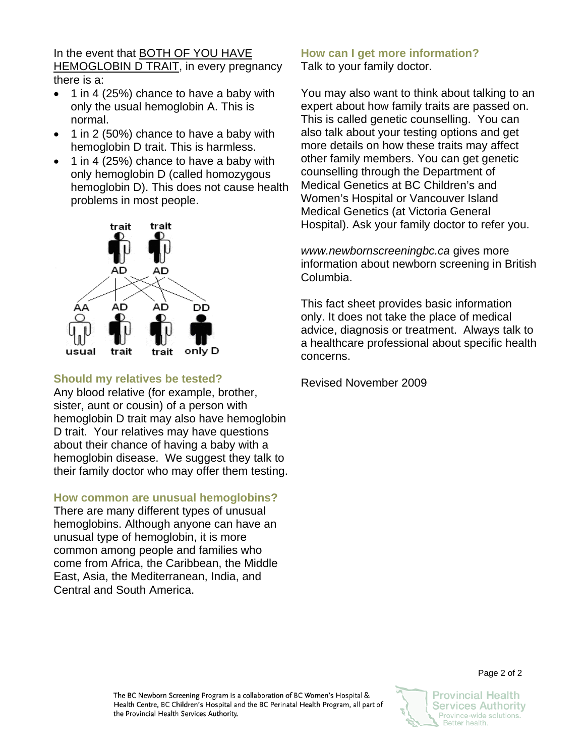In the event that <u>BOTH OF YOU HAVE HEMOGLOBIN D TRAIT</u>, in every pregnancy there is a:

- 1 in 4 (25%) chance to have a baby with only the usual hemoglobin A. This is normal.
- 1 in 2 (50%) chance to have a baby with hemoglobin D trait. This is harmless.
- 1 in 4 (25%) chance to have a baby with only hemoglobin D (called homozygous hemoglobin D). This does not cause health problems in most people.

trait trait

AD AD

AA AD AD DD

usual trait trait only D

### Should my relatives be tested?

Any blood relative (for example, brother, sister, aunt or cousin) of a person with hemoglobin D trait may also have hemoglobin D trait. Your relatives may have questions about their chance of having a baby with a hemoglobin disease. We suggest they talk to their family doctor who may offer them testing.

### How common are unusual hemoglobins?

There are many different types of unusual hemoglobins. Although anyone can have an unusual type of hemoglobin, it is more common among people and families who come from Africa, the Caribbean, the Middle East, Asia, the Mediterranean, India, and Central and South America.

### How can I get more information?

Talk to your family doctor.

You may also want to think about talking to an expert about how family traits are passed on. This is called genetic counselling. You can also talk about your testing options and get more details on how these traits may affect other family members. You can get genetic counselling through the Department of Medical Genetics at BC Children's and Women's Hospital or Vancouver Island Medical Genetics (at Victoria General Hospital). Ask your family doctor to refer you.

*www.newbornscreeningbc.ca* gives more information about newborn screening in British Columbia.

This fact sheet provides basic information only. It does not take the place of medical advice, diagnosis or treatment. Always talk to a healthcare professional about specific health concerns.

Revised November 2009

The BC Newborn Screening Program is a collaboration of BC Women's Hospital & Health Centre, BC Children's Hospital and the BC Perinatal Health Program, all part of the Provincial Health Services Authority.

Provincial Health Services Authority
Province-wide solutions.
Better health.